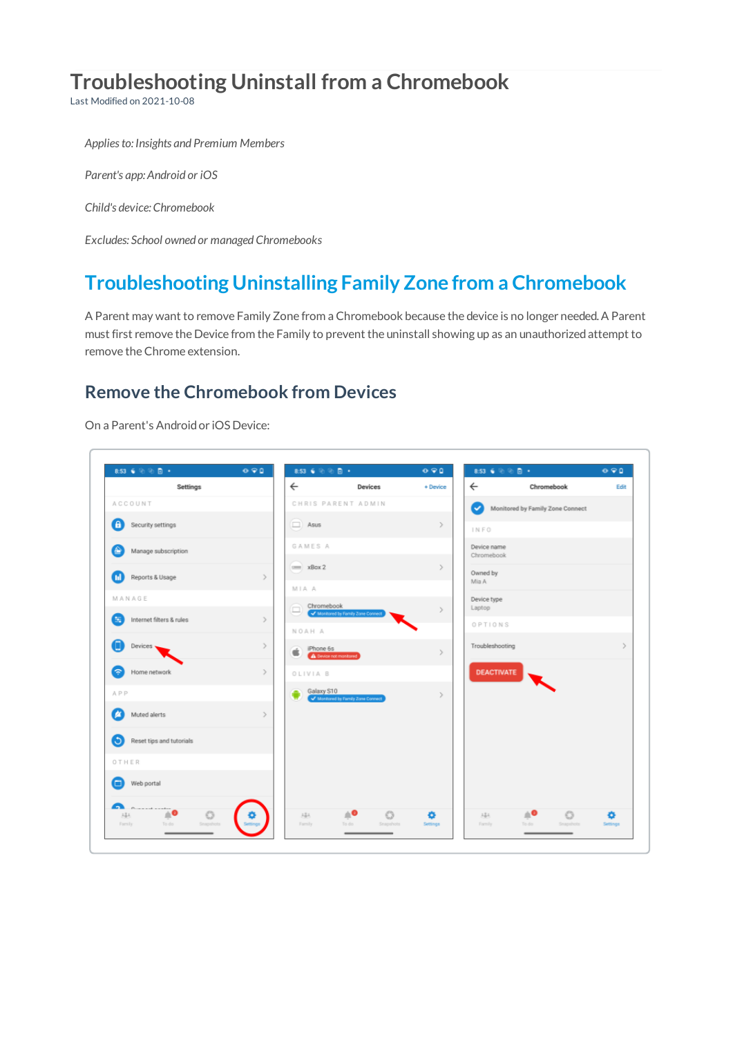# Troubleshooting Uninstall from a Chromebook

Last Modified on 2021-10-08

*Applies to: Insights and Premium Members*

*Parent's app: Android or iOS*

*Child's device: Chromebook*

*Excludes: School owned or managed Chromebooks*

## Troubleshooting Uninstalling Family Zone from a Chromebook

A Parent may want to remove Family Zone from a Chromebook because the device is no longer needed. A Parent must first remove the Device from the Family to prevent the uninstall showing up as an unauthorized attempt to remove the Chrome extension.

### Remove the Chromebook from Devices

On a Parent's Android or iOS Device: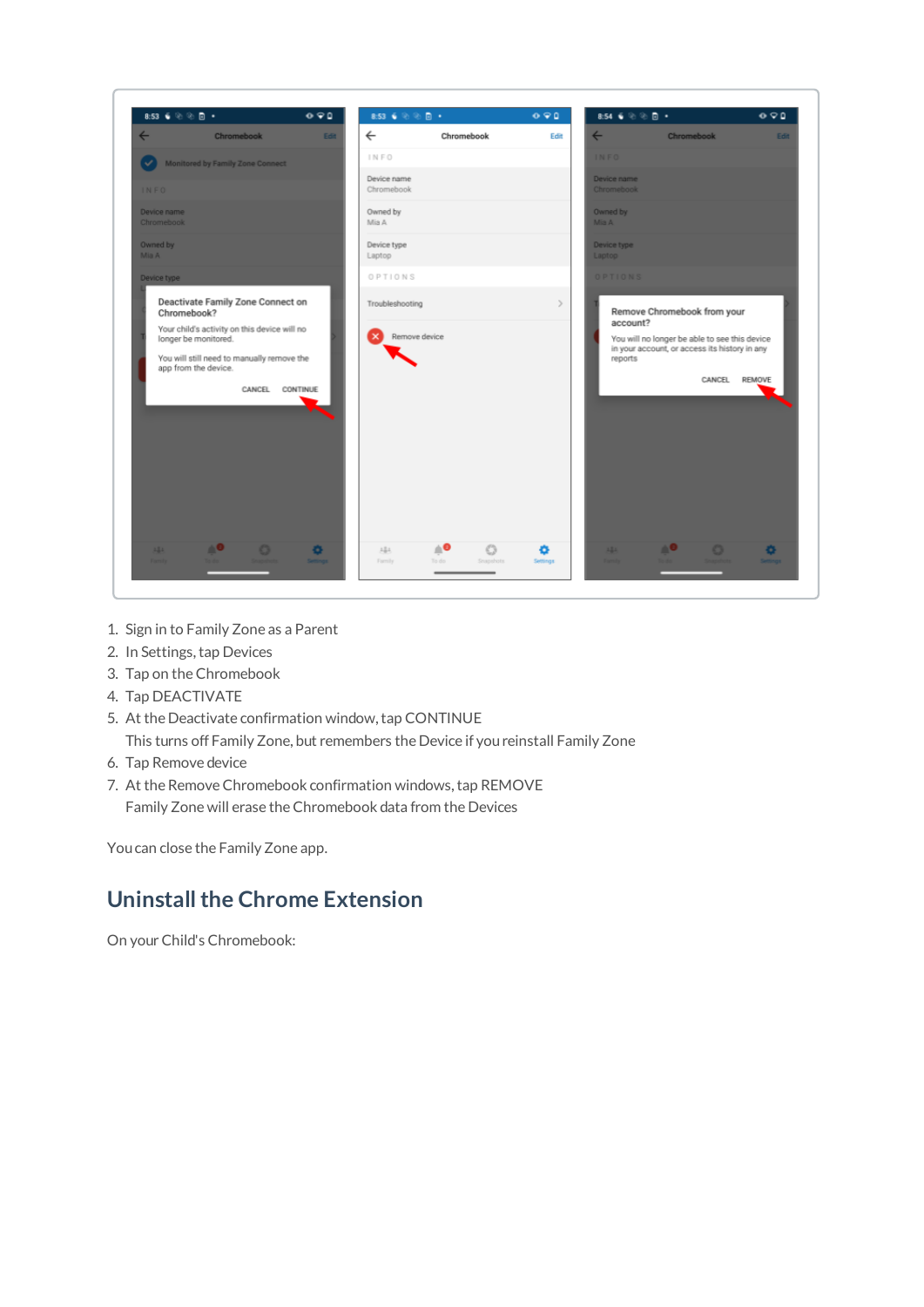1. Sign in to Family Zone as a Parent
2. In Settings, tap Devices
3. Tap on the Chromebook
4. Tap DEACTIVATE
5. At the Deactivate confirmation window, tap CONTINUE
   This turns off Family Zone, but remembers the Device if you reinstall Family Zone
6. Tap Remove device
7. At the Remove Chromebook confirmation windows, tap REMOVE
   Family Zone will erase the Chromebook data from the Devices

You can close the Family Zone app.

## Uninstall the Chrome Extension

On your Child's Chromebook: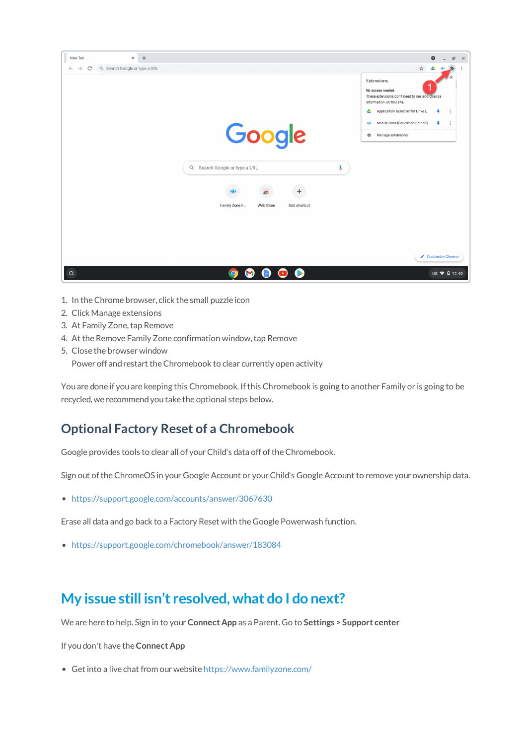1. In the Chrome browser, click the small puzzle icon
2. Click Manage extensions
3. At Family Zone, tap Remove
4. At the Remove Family Zone confirmation window, tap Remove
5. Close the browser window

   Power off and restart the Chromebook to clear currently open activity

You are done if you are keeping this Chromebook. If this Chromebook is going to another Family or is going to be recycled, we recommend you take the optional steps below.

## Optional Factory Reset of a Chromebook

Google provides tools to clear all of your Child's data off of the Chromebook.

Sign out of the ChromeOS in your Google Account or your Child's Google Account to remove your ownership data.

- https://support.google.com/accounts/answer/3067630

Erase all data and go back to a Factory Reset with the Google Powerwash function.

- https://support.google.com/chromebook/answer/183084

## My issue still isn't resolved, what do I do next?

We are here to help. Sign in to your **Connect App** as a Parent. Go to **Settings > Support center**

If you don't have the **Connect App**

- Get into a live chat from our website https://www.familyzone.com/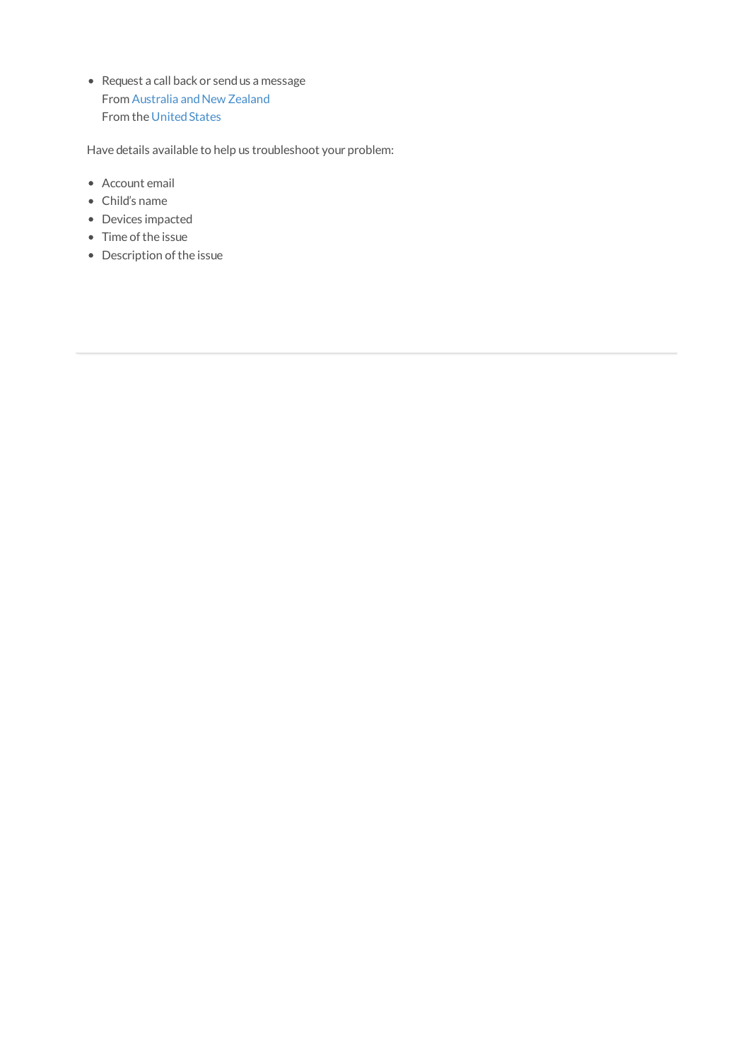- Request a call back or send us a message
  From Australia and New Zealand
  From the United States

Have details available to help us troubleshoot your problem:

- Account email
- Child's name
- Devices impacted
- Time of the issue
- Description of the issue